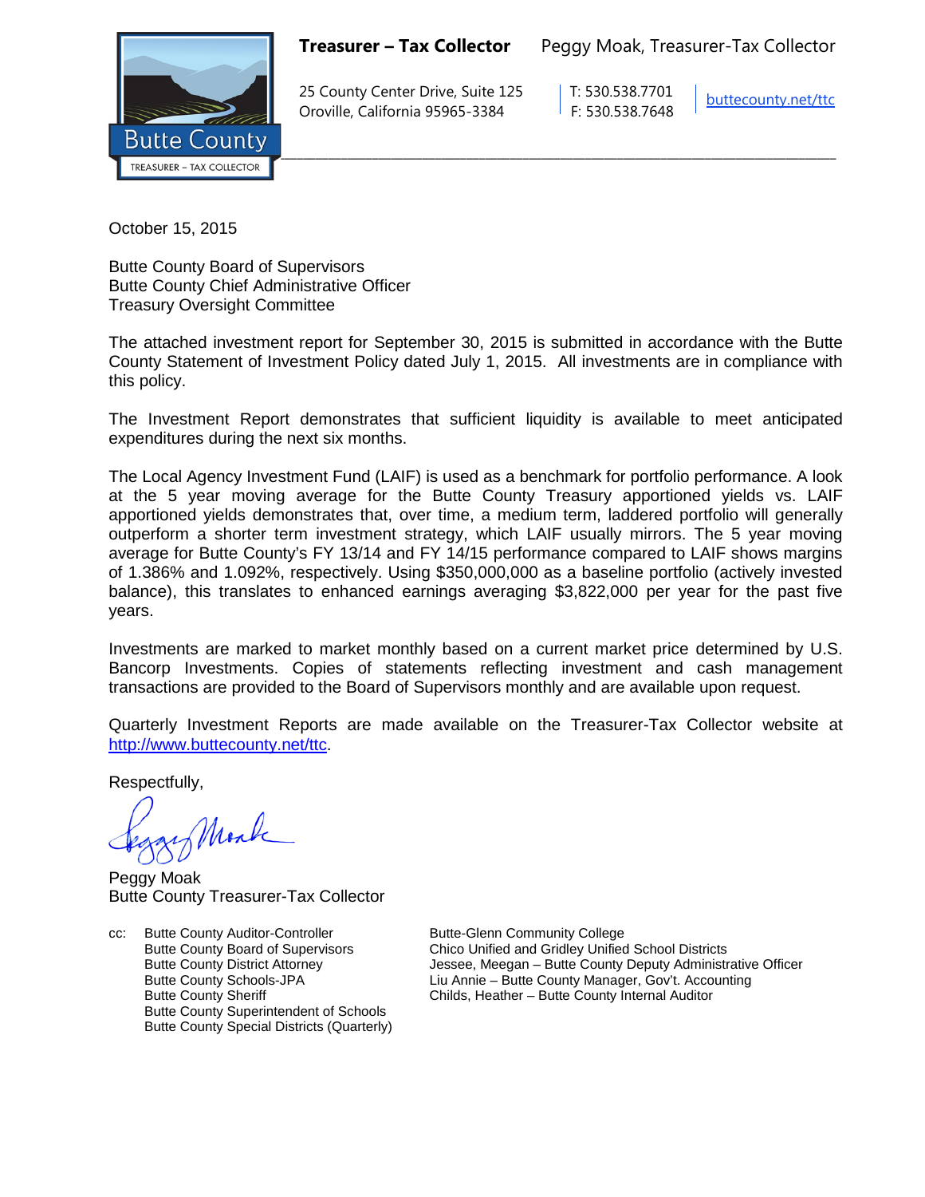**Treasurer – Tax Collector** Peggy Moak, Treasurer-Tax Collector

Butte County
TREASURER – TAX COLLECTOR

25 County Center Drive, Suite 125
Oroville, California 95965-3384

T: 530.538.7701
F: 530.538.7648

buttecounty.net/ttc

October 15, 2015

Butte County Board of Supervisors
Butte County Chief Administrative Officer
Treasury Oversight Committee

The attached investment report for September 30, 2015 is submitted in accordance with the Butte County Statement of Investment Policy dated July 1, 2015. All investments are in compliance with this policy.

The Investment Report demonstrates that sufficient liquidity is available to meet anticipated expenditures during the next six months.

The Local Agency Investment Fund (LAIF) is used as a benchmark for portfolio performance. A look at the 5 year moving average for the Butte County Treasury apportioned yields vs. LAIF apportioned yields demonstrates that, over time, a medium term, laddered portfolio will generally outperform a shorter term investment strategy, which LAIF usually mirrors. The 5 year moving average for Butte County's FY 13/14 and FY 14/15 performance compared to LAIF shows margins of 1.386% and 1.092%, respectively. Using $350,000,000 as a baseline portfolio (actively invested balance), this translates to enhanced earnings averaging $3,822,000 per year for the past five years.

Investments are marked to market monthly based on a current market price determined by U.S. Bancorp Investments. Copies of statements reflecting investment and cash management transactions are provided to the Board of Supervisors monthly and are available upon request.

Quarterly Investment Reports are made available on the Treasurer-Tax Collector website at http://www.buttecounty.net/ttc.

Respectfully,

Peggy Moak
Butte County Treasurer-Tax Collector

cc: Butte County Auditor-Controller
Butte County Board of Supervisors
Butte County District Attorney
Butte County Schools-JPA
Butte County Sheriff
Butte County Superintendent of Schools
Butte County Special Districts (Quarterly)
Butte-Glenn Community College
Chico Unified and Gridley Unified School Districts
Jessee, Meegan – Butte County Deputy Administrative Officer
Liu Annie – Butte County Manager, Gov't. Accounting
Childs, Heather – Butte County Internal Auditor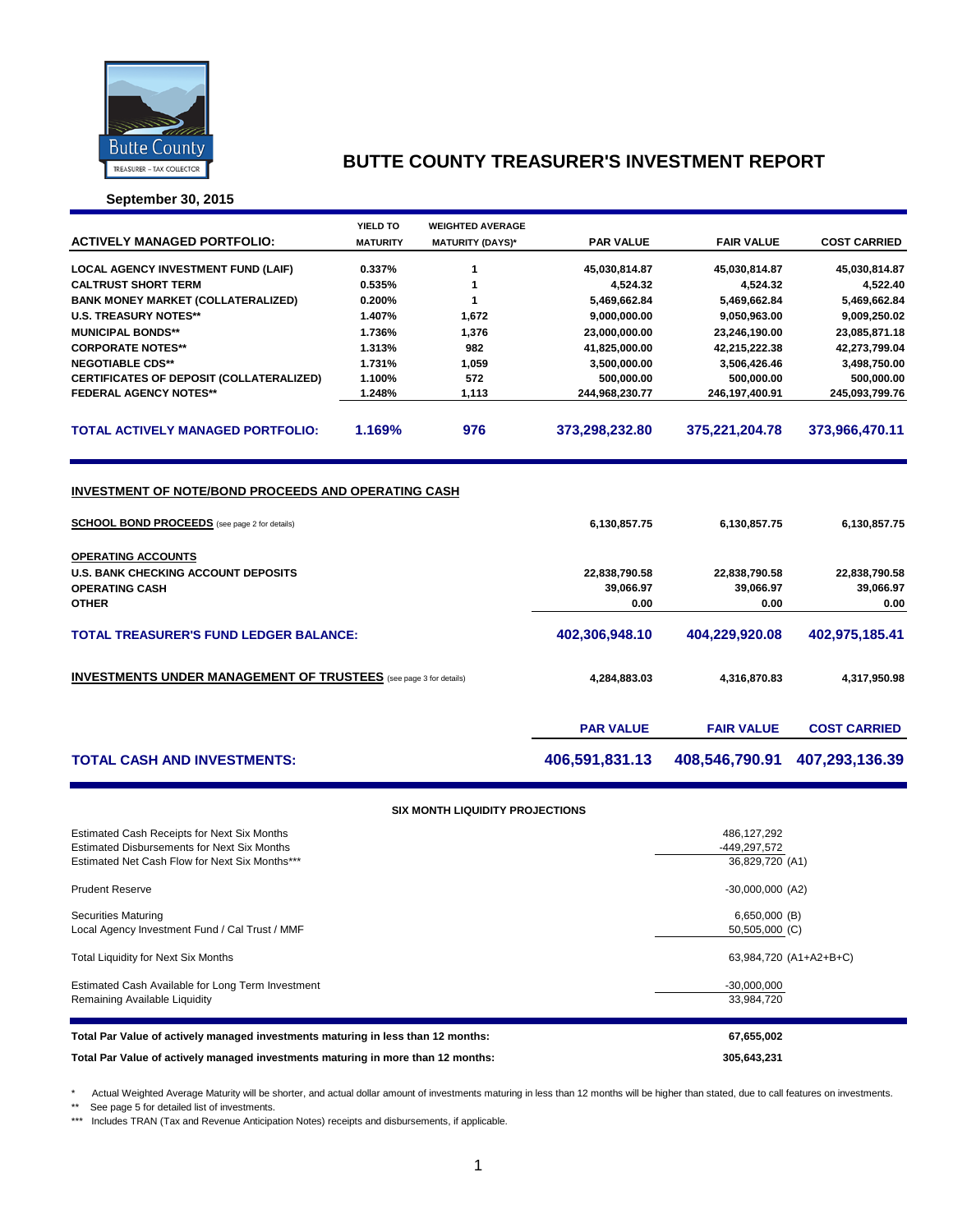# BUTTE COUNTY TREASURER'S INVESTMENT REPORT

**September 30, 2015**

| ACTIVELY MANAGED PORTFOLIO: | YIELD TO MATURITY | WEIGHTED AVERAGE MATURITY (DAYS)* | PAR VALUE | FAIR VALUE | COST CARRIED |
|---|---|---|---|---|---|
| LOCAL AGENCY INVESTMENT FUND (LAIF) | 0.337% | 1 | 45,030,814.87 | 45,030,814.87 | 45,030,814.87 |
| CALTRUST SHORT TERM | 0.535% | 1 | 4,524.32 | 4,524.32 | 4,522.40 |
| BANK MONEY MARKET (COLLATERALIZED) | 0.200% | 1 | 5,469,662.84 | 5,469,662.84 | 5,469,662.84 |
| U.S. TREASURY NOTES** | 1.407% | 1,672 | 9,000,000.00 | 9,050,963.00 | 9,009,250.02 |
| MUNICIPAL BONDS** | 1.736% | 1,376 | 23,000,000.00 | 23,246,190.00 | 23,085,871.18 |
| CORPORATE NOTES** | 1.313% | 982 | 41,825,000.00 | 42,215,222.38 | 42,273,799.04 |
| NEGOTIABLE CDS** | 1.731% | 1,059 | 3,500,000.00 | 3,506,426.46 | 3,498,750.00 |
| CERTIFICATES OF DEPOSIT (COLLATERALIZED) | 1.100% | 572 | 500,000.00 | 500,000.00 | 500,000.00 |
| FEDERAL AGENCY NOTES** | 1.248% | 1,113 | 244,968,230.77 | 246,197,400.91 | 245,093,799.76 |
| **TOTAL ACTIVELY MANAGED PORTFOLIO:** | **1.169%** | **976** | **373,298,232.80** | **375,221,204.78** | **373,966,470.11** |

## INVESTMENT OF NOTE/BOND PROCEEDS AND OPERATING CASH

| | PAR VALUE | FAIR VALUE | COST CARRIED |
|---|---|---|---|
| **SCHOOL BOND PROCEEDS** (see page 2 for details) | 6,130,857.75 | 6,130,857.75 | 6,130,857.75 |
| **OPERATING ACCOUNTS** | | | |
| U.S. BANK CHECKING ACCOUNT DEPOSITS | 22,838,790.58 | 22,838,790.58 | 22,838,790.58 |
| OPERATING CASH | 39,066.97 | 39,066.97 | 39,066.97 |
| OTHER | 0.00 | 0.00 | 0.00 |
| **TOTAL TREASURER'S FUND LEDGER BALANCE:** | **402,306,948.10** | **404,229,920.08** | **402,975,185.41** |
| **INVESTMENTS UNDER MANAGEMENT OF TRUSTEES** (see page 3 for details) | 4,284,883.03 | 4,316,870.83 | 4,317,950.98 |
| **TOTAL CASH AND INVESTMENTS:** | **406,591,831.13** | **408,546,790.91** | **407,293,136.39** |

### SIX MONTH LIQUIDITY PROJECTIONS

| | |
|---|---|
| Estimated Cash Receipts for Next Six Months | 486,127,292 |
| Estimated Disbursements for Next Six Months | -449,297,572 |
| Estimated Net Cash Flow for Next Six Months*** | 36,829,720 (A1) |
| Prudent Reserve | -30,000,000 (A2) |
| Securities Maturing | 6,650,000 (B) |
| Local Agency Investment Fund / Cal Trust / MMF | 50,505,000 (C) |
| Total Liquidity for Next Six Months | 63,984,720 (A1+A2+B+C) |
| Estimated Cash Available for Long Term Investment | -30,000,000 |
| Remaining Available Liquidity | 33,984,720 |

| | |
|---|---|
| **Total Par Value of actively managed investments maturing in less than 12 months:** | **67,655,002** |
| **Total Par Value of actively managed investments maturing in more than 12 months:** | **305,643,231** |

\* Actual Weighted Average Maturity will be shorter, and actual dollar amount of investments maturing in less than 12 months will be higher than stated, due to call features on investments.

** See page 5 for detailed list of investments.

*** Includes TRAN (Tax and Revenue Anticipation Notes) receipts and disbursements, if applicable.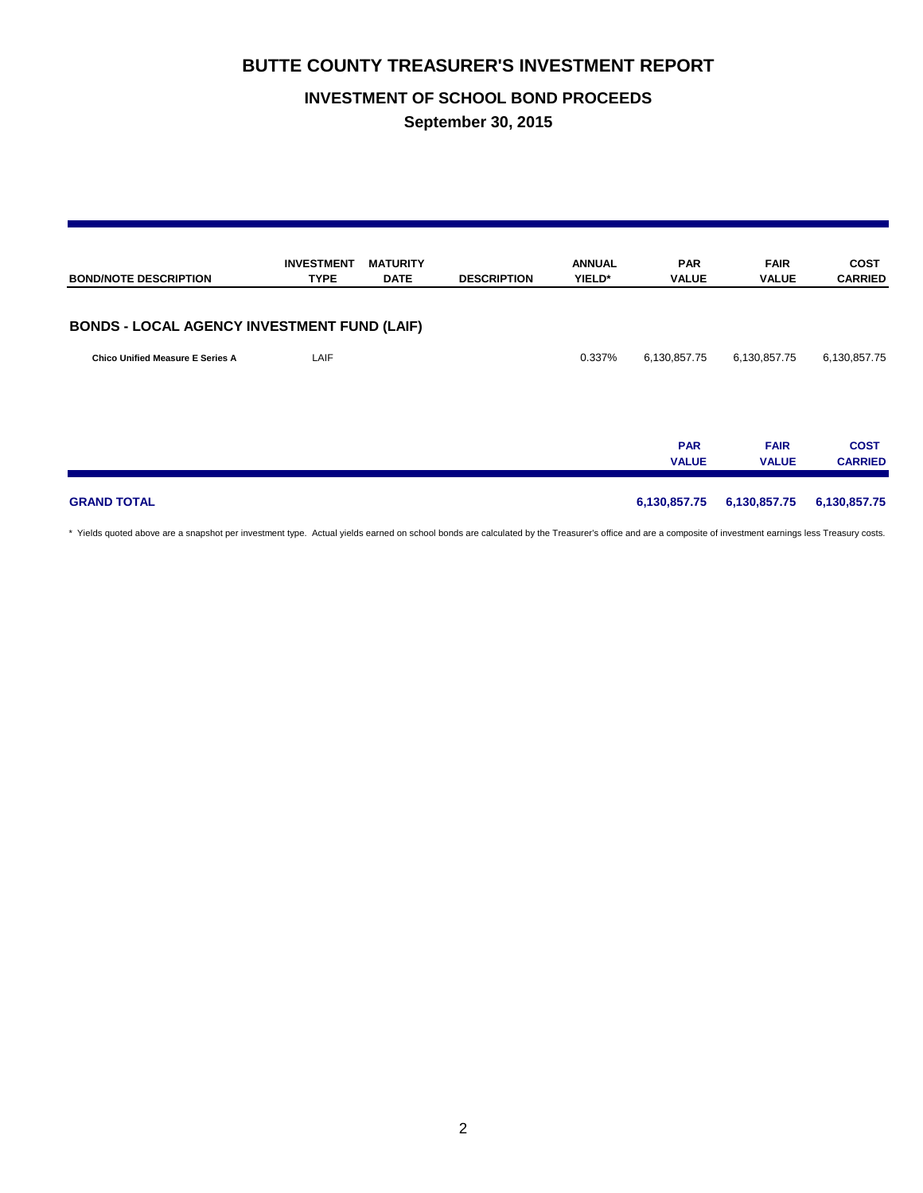# BUTTE COUNTY TREASURER'S INVESTMENT REPORT

## INVESTMENT OF SCHOOL BOND PROCEEDS

### September 30, 2015

| BOND/NOTE DESCRIPTION | INVESTMENT TYPE | MATURITY DATE | DESCRIPTION | ANNUAL YIELD* | PAR VALUE | FAIR VALUE | COST CARRIED |
|---|---|---|---|---|---|---|---|
| **BONDS - LOCAL AGENCY INVESTMENT FUND (LAIF)** | | | | | | | |
| **Chico Unified Measure E Series A** | LAIF | | | 0.337% | 6,130,857.75 | 6,130,857.75 | 6,130,857.75 |
| | | | | | **PAR VALUE** | **FAIR VALUE** | **COST CARRIED** |
| **GRAND TOTAL** | | | | | **6,130,857.75** | **6,130,857.75** | **6,130,857.75** |

* Yields quoted above are a snapshot per investment type. Actual yields earned on school bonds are calculated by the Treasurer's office and are a composite of investment earnings less Treasury costs.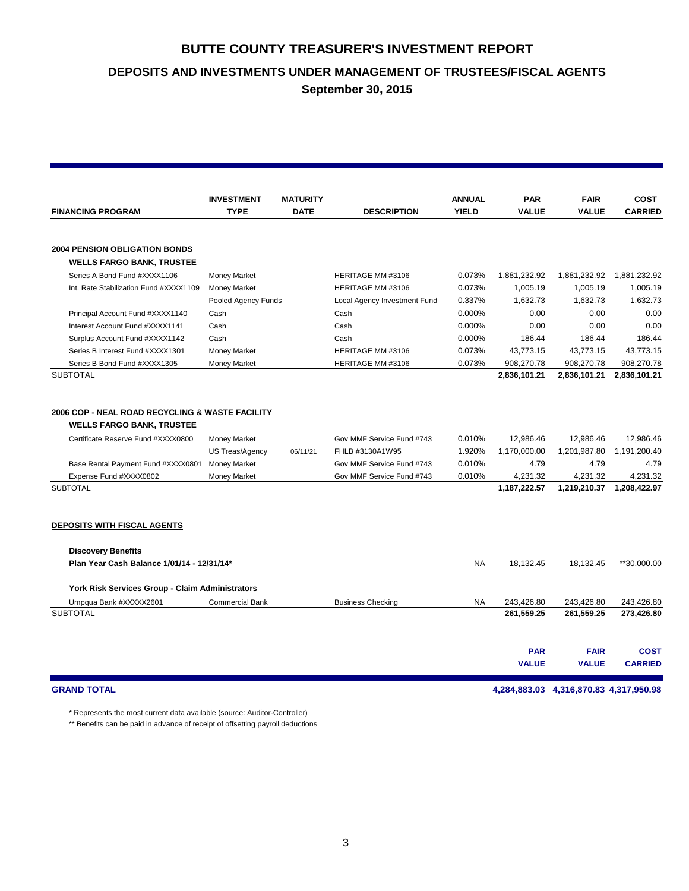# BUTTE COUNTY TREASURER'S INVESTMENT REPORT

## DEPOSITS AND INVESTMENTS UNDER MANAGEMENT OF TRUSTEES/FISCAL AGENTS

### September 30, 2015

| FINANCING PROGRAM | INVESTMENT TYPE | MATURITY DATE | DESCRIPTION | ANNUAL YIELD | PAR VALUE | FAIR VALUE | COST CARRIED |
|---|---|---|---|---|---|---|---|
| **2004 PENSION OBLIGATION BONDS** | | | | | | | |
| **WELLS FARGO BANK, TRUSTEE** | | | | | | | |
| Series A Bond Fund #XXXX1106 | Money Market | | HERITAGE MM #3106 | 0.073% | 1,881,232.92 | 1,881,232.92 | 1,881,232.92 |
| Int. Rate Stabilization Fund #XXXX1109 | Money Market | | HERITAGE MM #3106 | 0.073% | 1,005.19 | 1,005.19 | 1,005.19 |
| | Pooled Agency Funds | | Local Agency Investment Fund | 0.337% | 1,632.73 | 1,632.73 | 1,632.73 |
| Principal Account Fund #XXXX1140 | Cash | | Cash | 0.000% | 0.00 | 0.00 | 0.00 |
| Interest Account Fund #XXXX1141 | Cash | | Cash | 0.000% | 0.00 | 0.00 | 0.00 |
| Surplus Account Fund #XXXX1142 | Cash | | Cash | 0.000% | 186.44 | 186.44 | 186.44 |
| Series B Interest Fund #XXXX1301 | Money Market | | HERITAGE MM #3106 | 0.073% | 43,773.15 | 43,773.15 | 43,773.15 |
| Series B Bond Fund #XXXX1305 | Money Market | | HERITAGE MM #3106 | 0.073% | 908,270.78 | 908,270.78 | 908,270.78 |
| SUBTOTAL | | | | | **2,836,101.21** | **2,836,101.21** | **2,836,101.21** |
| **2006 COP - NEAL ROAD RECYCLING & WASTE FACILITY** | | | | | | | |
| **WELLS FARGO BANK, TRUSTEE** | | | | | | | |
| Certificate Reserve Fund #XXXX0800 | Money Market | | Gov MMF Service Fund #743 | 0.010% | 12,986.46 | 12,986.46 | 12,986.46 |
| | US Treas/Agency | 06/11/21 | FHLB #3130A1W95 | 1.920% | 1,170,000.00 | 1,201,987.80 | 1,191,200.40 |
| Base Rental Payment Fund #XXXX0801 | Money Market | | Gov MMF Service Fund #743 | 0.010% | 4.79 | 4.79 | 4.79 |
| Expense Fund #XXXX0802 | Money Market | | Gov MMF Service Fund #743 | 0.010% | 4,231.32 | 4,231.32 | 4,231.32 |
| SUBTOTAL | | | | | **1,187,222.57** | **1,219,210.37** | **1,208,422.97** |
| **DEPOSITS WITH FISCAL AGENTS** | | | | | | | |
| **Discovery Benefits** | | | | | | | |
| **Plan Year Cash Balance 1/01/14 - 12/31/14*** | | | | NA | 18,132.45 | 18,132.45 | **30,000.00 |
| **York Risk Services Group - Claim Administrators** | | | | | | | |
| Umpqua Bank #XXXXX2601 | Commercial Bank | | Business Checking | NA | 243,426.80 | 243,426.80 | 243,426.80 |
| SUBTOTAL | | | | | **261,559.25** | **261,559.25** | **273,426.80** |

| | PAR VALUE | FAIR VALUE | COST CARRIED |
|---|---|---|---|
| **GRAND TOTAL** | **4,284,883.03** | **4,316,870.83** | **4,317,950.98** |

\* Represents the most current data available (source: Auditor-Controller)

** Benefits can be paid in advance of receipt of offsetting payroll deductions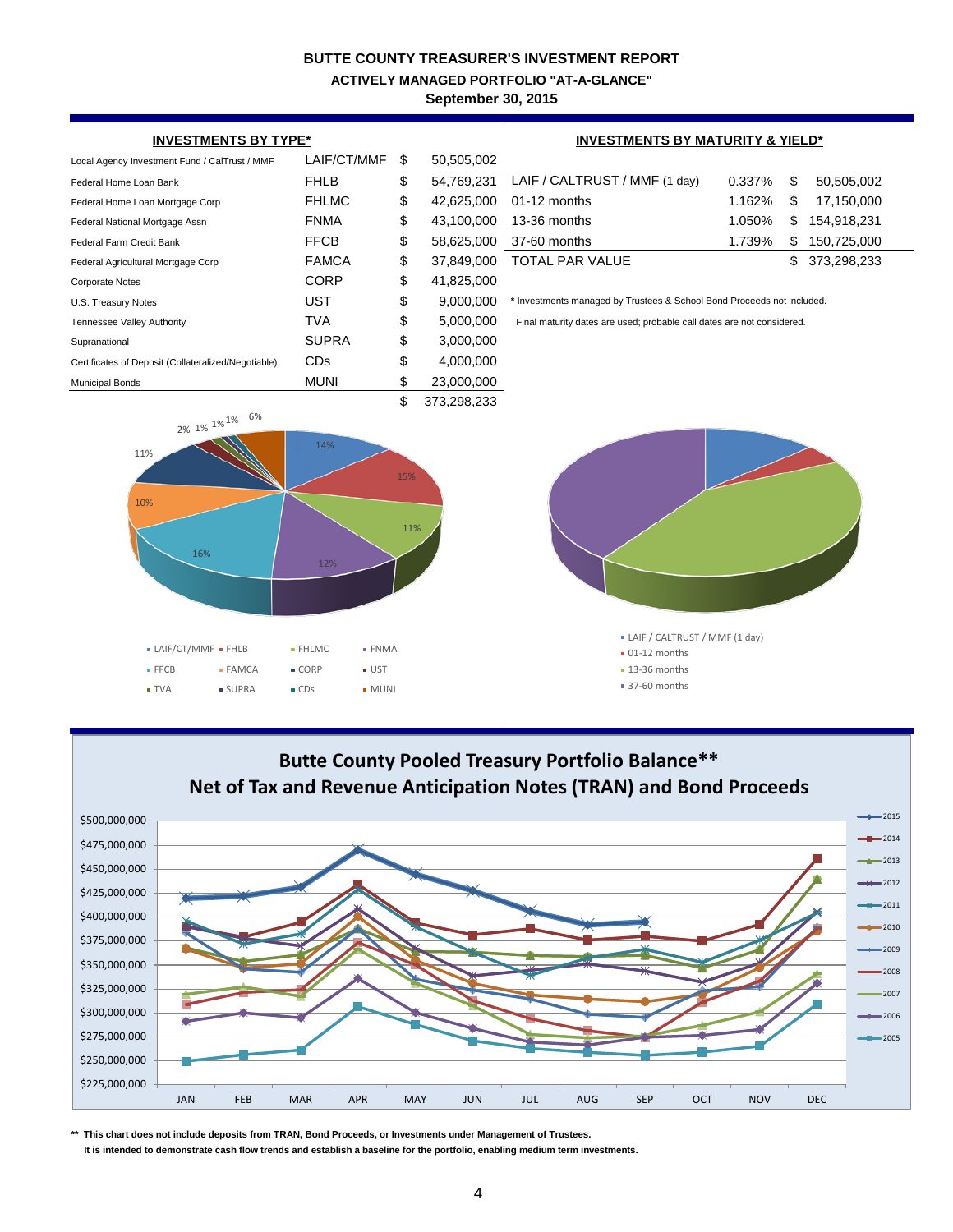# BUTTE COUNTY TREASURER'S INVESTMENT REPORT

## ACTIVELY MANAGED PORTFOLIO "AT-A-GLANCE"

### September 30, 2015

**INVESTMENTS BY TYPE***

| Description | Type | | Amount |
|---|---|---|---|
| Local Agency Investment Fund / CalTrust / MMF | LAIF/CT/MMF | $ | 50,505,002 |
| Federal Home Loan Bank | FHLB | $ | 54,769,231 |
| Federal Home Loan Mortgage Corp | FHLMC | $ | 42,625,000 |
| Federal National Mortgage Assn | FNMA | $ | 43,100,000 |
| Federal Farm Credit Bank | FFCB | $ | 58,625,000 |
| Federal Agricultural Mortgage Corp | FAMCA | $ | 37,849,000 |
| Corporate Notes | CORP | $ | 41,825,000 |
| U.S. Treasury Notes | UST | $ | 9,000,000 |
| Tennessee Valley Authority | TVA | $ | 5,000,000 |
| Supranational | SUPRA | $ | 3,000,000 |
| Certificates of Deposit (Collateralized/Negotiable) | CDs | $ | 4,000,000 |
| Municipal Bonds | MUNI | $ | 23,000,000 |
| | | $ | 373,298,233 |

**INVESTMENTS BY MATURITY & YIELD***

| Maturity | Yield | | Amount |
|---|---|---|---|
| LAIF / CALTRUST / MMF (1 day) | 0.337% | $ | 50,505,002 |
| 01-12 months | 1.162% | $ | 17,150,000 |
| 13-36 months | 1.050% | $ | 154,918,231 |
| 37-60 months | 1.739% | $ | 150,725,000 |
| TOTAL PAR VALUE | | $ | 373,298,233 |

\* Investments managed by Trustees & School Bond Proceeds not included.

Final maturity dates are used; probable call dates are not considered.

## Butte County Pooled Treasury Portfolio Balance**
## Net of Tax and Revenue Anticipation Notes (TRAN) and Bond Proceeds

** This chart does not include deposits from TRAN, Bond Proceeds, or Investments under Management of Trustees.
It is intended to demonstrate cash flow trends and establish a baseline for the portfolio, enabling medium term investments.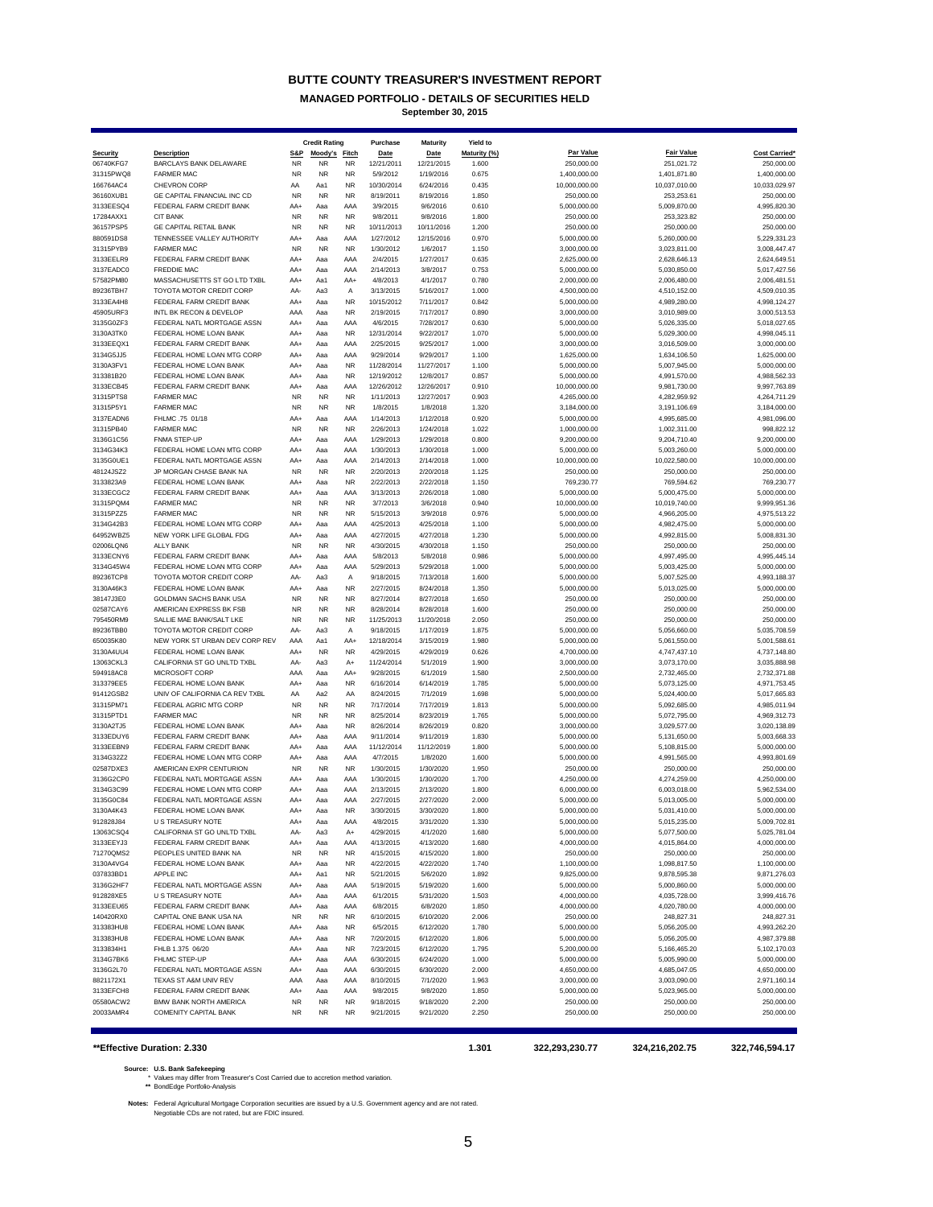# BUTTE COUNTY TREASURER'S INVESTMENT REPORT

## MANAGED PORTFOLIO - DETAILS OF SECURITIES HELD

**September 30, 2015**

| | | Credit Rating | | | Purchase | Maturity | Yield to | | | |
|---|---|---|---|---|---|---|---|---|---|---|
| Security | Description | S&P | Moody's | Fitch | Date | Date | Maturity (%) | Par Value | Fair Value | Cost Carried* |
| 06740KFG7 | BARCLAYS BANK DELAWARE | NR | NR | NR | 12/21/2011 | 12/21/2015 | 1.600 | 250,000.00 | 251,021.72 | 250,000.00 |
| 31315PWQ8 | FARMER MAC | NR | NR | NR | 5/9/2012 | 1/19/2016 | 0.675 | 1,400,000.00 | 1,401,871.80 | 1,400,000.00 |
| 166764AC4 | CHEVRON CORP | AA | Aa1 | NR | 10/30/2014 | 6/24/2016 | 0.435 | 10,000,000.00 | 10,037,010.00 | 10,033,029.97 |
| 36160XUB1 | GE CAPITAL FINANCIAL INC CD | NR | NR | NR | 8/19/2011 | 8/19/2016 | 1.850 | 250,000.00 | 253,253.61 | 250,000.00 |
| 3133EESQ4 | FEDERAL FARM CREDIT BANK | AA+ | Aaa | AAA | 3/9/2015 | 9/6/2016 | 0.610 | 5,000,000.00 | 5,009,870.00 | 4,995,820.30 |
| 17284AXX1 | CIT BANK | NR | NR | NR | 9/8/2011 | 9/8/2016 | 1.800 | 250,000.00 | 253,323.82 | 250,000.00 |
| 36157PSP5 | GE CAPITAL RETAIL BANK | NR | NR | NR | 10/11/2013 | 10/11/2016 | 1.200 | 250,000.00 | 250,000.00 | 250,000.00 |
| 880591DS8 | TENNESSEE VALLEY AUTHORITY | AA+ | Aaa | AAA | 1/27/2012 | 12/15/2016 | 0.970 | 5,000,000.00 | 5,260,000.00 | 5,229,331.23 |
| 31315PYB9 | FARMER MAC | NR | NR | NR | 1/30/2012 | 1/6/2017 | 1.150 | 3,000,000.00 | 3,023,811.00 | 3,008,447.47 |
| 3133EELR9 | FEDERAL FARM CREDIT BANK | AA+ | Aaa | AAA | 2/4/2015 | 1/27/2017 | 0.635 | 2,625,000.00 | 2,628,646.13 | 2,624,649.51 |
| 3137EADC0 | FREDDIE MAC | AA+ | Aaa | AAA | 2/14/2013 | 3/8/2017 | 0.753 | 5,000,000.00 | 5,030,850.00 | 5,017,427.56 |
| 57582PM80 | MASSACHUSETTS ST GO LTD TXBL | AA+ | Aa1 | AA+ | 4/8/2013 | 4/1/2017 | 0.780 | 2,000,000.00 | 2,006,480.00 | 2,006,481.51 |
| 89236TBH7 | TOYOTA MOTOR CREDIT CORP | AA- | Aa3 | A | 3/13/2015 | 5/16/2017 | 1.000 | 4,500,000.00 | 4,510,152.00 | 4,509,010.35 |
| 3133EA4H8 | FEDERAL FARM CREDIT BANK | AA+ | Aaa | NR | 10/15/2012 | 7/11/2017 | 0.842 | 5,000,000.00 | 4,989,280.00 | 4,998,124.27 |
| 45905URF3 | INTL BK RECON & DEVELOP | AAA | Aaa | NR | 2/19/2015 | 7/17/2017 | 0.890 | 3,000,000.00 | 3,010,989.00 | 3,000,513.53 |
| 3135G0ZF3 | FEDERAL NATL MORTGAGE ASSN | AA+ | Aaa | AAA | 4/6/2015 | 7/28/2017 | 0.630 | 5,000,000.00 | 5,026,335.00 | 5,018,027.65 |
| 3130A3TK0 | FEDERAL HOME LOAN BANK | AA+ | Aaa | NR | 12/31/2014 | 9/22/2017 | 1.070 | 5,000,000.00 | 5,029,300.00 | 4,998,045.11 |
| 3133EEQX1 | FEDERAL FARM CREDIT BANK | AA+ | Aaa | AAA | 2/25/2015 | 9/25/2017 | 1.000 | 3,000,000.00 | 3,016,509.00 | 3,000,000.00 |
| 3134G5JJ5 | FEDERAL HOME LOAN MTG CORP | AA+ | Aaa | AAA | 9/29/2014 | 9/29/2017 | 1.100 | 1,625,000.00 | 1,634,106.50 | 1,625,000.00 |
| 3130A3FV1 | FEDERAL HOME LOAN BANK | AA+ | Aaa | NR | 11/28/2014 | 11/27/2017 | 1.100 | 5,000,000.00 | 5,007,945.00 | 5,000,000.00 |
| 313381B20 | FEDERAL HOME LOAN BANK | AA+ | Aaa | NR | 12/19/2012 | 12/8/2017 | 0.857 | 5,000,000.00 | 4,991,570.00 | 4,988,562.33 |
| 3133ECB45 | FEDERAL FARM CREDIT BANK | AA+ | Aaa | AAA | 12/26/2012 | 12/26/2017 | 0.910 | 10,000,000.00 | 9,981,730.00 | 9,997,763.89 |
| 31315PTS8 | FARMER MAC | NR | NR | NR | 1/11/2013 | 12/27/2017 | 0.903 | 4,265,000.00 | 4,282,959.92 | 4,264,711.29 |
| 31315P5Y1 | FARMER MAC | NR | NR | NR | 1/8/2015 | 1/8/2018 | 1.320 | 3,184,000.00 | 3,191,106.69 | 3,184,000.00 |
| 3137EADN6 | FHLMC .75 01/18 | AA+ | Aaa | AAA | 1/14/2013 | 1/12/2018 | 0.920 | 5,000,000.00 | 4,995,685.00 | 4,981,096.00 |
| 31315PB40 | FARMER MAC | NR | NR | NR | 2/26/2013 | 1/24/2018 | 1.022 | 1,000,000.00 | 1,002,311.00 | 998,822.12 |
| 3136G1C56 | FNMA STEP-UP | AA+ | Aaa | AAA | 1/29/2013 | 1/29/2018 | 0.800 | 9,200,000.00 | 9,204,710.40 | 9,200,000.00 |
| 3134G34K3 | FEDERAL HOME LOAN MTG CORP | AA+ | Aaa | AAA | 1/30/2013 | 1/30/2018 | 1.000 | 5,000,000.00 | 5,003,260.00 | 5,000,000.00 |
| 3135G0UE1 | FEDERAL NATL MORTGAGE ASSN | AA+ | Aaa | AAA | 2/14/2013 | 2/14/2018 | 1.000 | 10,000,000.00 | 10,022,580.00 | 10,000,000.00 |
| 48124JSZ2 | JP MORGAN CHASE BANK NA | NR | NR | NR | 2/20/2013 | 2/20/2018 | 1.125 | 250,000.00 | 250,000.00 | 250,000.00 |
| 3133823A9 | FEDERAL HOME LOAN BANK | AA+ | Aaa | NR | 2/22/2013 | 2/22/2018 | 1.150 | 769,230.77 | 769,594.62 | 769,230.77 |
| 3133ECGC2 | FEDERAL FARM CREDIT BANK | AA+ | Aaa | AAA | 3/13/2013 | 2/26/2018 | 1.080 | 5,000,000.00 | 5,000,475.00 | 5,000,000.00 |
| 31315PQM4 | FARMER MAC | NR | NR | NR | 3/7/2013 | 3/6/2018 | 0.940 | 10,000,000.00 | 10,019,740.00 | 9,999,951.36 |
| 31315PZZ5 | FARMER MAC | NR | NR | NR | 5/15/2013 | 3/9/2018 | 0.976 | 5,000,000.00 | 4,966,205.00 | 4,975,513.22 |
| 3134G42B3 | FEDERAL HOME LOAN MTG CORP | AA+ | Aaa | AAA | 4/25/2013 | 4/25/2018 | 1.100 | 5,000,000.00 | 4,982,475.00 | 5,000,000.00 |
| 64952WBZ5 | NEW YORK LIFE GLOBAL FDG | AA+ | Aaa | AAA | 4/27/2015 | 4/27/2018 | 1.230 | 5,000,000.00 | 4,992,815.00 | 5,008,831.30 |
| 02006LQN6 | ALLY BANK | NR | NR | NR | 4/30/2015 | 4/30/2018 | 1.150 | 250,000.00 | 250,000.00 | 250,000.00 |
| 3133ECNY6 | FEDERAL FARM CREDIT BANK | AA+ | Aaa | AAA | 5/8/2013 | 5/8/2018 | 0.986 | 5,000,000.00 | 4,997,495.00 | 4,995,445.14 |
| 3134G45W4 | FEDERAL HOME LOAN MTG CORP | AA+ | Aaa | AAA | 5/29/2013 | 5/29/2018 | 1.000 | 5,000,000.00 | 5,003,425.00 | 5,000,000.00 |
| 89236TCP8 | TOYOTA MOTOR CREDIT CORP | AA- | Aa3 | A | 9/18/2015 | 7/13/2018 | 1.600 | 5,000,000.00 | 5,007,525.00 | 4,993,188.37 |
| 3130A46K3 | FEDERAL HOME LOAN BANK | AA+ | Aaa | NR | 2/27/2015 | 8/24/2018 | 1.350 | 5,000,000.00 | 5,013,025.00 | 5,000,000.00 |
| 38147J3E0 | GOLDMAN SACHS BANK USA | NR | NR | NR | 8/27/2014 | 8/27/2018 | 1.650 | 250,000.00 | 250,000.00 | 250,000.00 |
| 02587CAY6 | AMERICAN EXPRESS BK FSB | NR | NR | NR | 8/28/2014 | 8/28/2018 | 1.600 | 250,000.00 | 250,000.00 | 250,000.00 |
| 795450RM9 | SALLIE MAE BANK/SALT LKE | NR | NR | NR | 11/25/2013 | 11/20/2018 | 2.050 | 250,000.00 | 250,000.00 | 250,000.00 |
| 89236TBB0 | TOYOTA MOTOR CREDIT CORP | AA- | Aa3 | A | 9/18/2015 | 1/17/2019 | 1.875 | 5,000,000.00 | 5,056,660.00 | 5,035,708.59 |
| 650035K80 | NEW YORK ST URBAN DEV CORP REV | AAA | Aa1 | AA+ | 12/18/2014 | 3/15/2019 | 1.980 | 5,000,000.00 | 5,061,550.00 | 5,001,588.61 |
| 3130A4UU4 | FEDERAL HOME LOAN BANK | AA+ | NR | NR | 4/29/2015 | 4/29/2019 | 0.626 | 4,700,000.00 | 4,747,437.10 | 4,737,148.80 |
| 13063CKL3 | CALIFORNIA ST GO UNLTD TXBL | AA- | Aa3 | A+ | 11/24/2014 | 5/1/2019 | 1.900 | 3,000,000.00 | 3,073,170.00 | 3,035,888.98 |
| 594918AC8 | MICROSOFT CORP | AAA | Aaa | AA+ | 9/28/2015 | 6/1/2019 | 1.580 | 2,500,000.00 | 2,732,465.00 | 2,732,371.88 |
| 313379EE5 | FEDERAL HOME LOAN BANK | AA+ | Aaa | NR | 6/16/2014 | 6/14/2019 | 1.785 | 5,000,000.00 | 5,073,125.00 | 4,971,753.45 |
| 91412GSB2 | UNIV OF CALIFORNIA CA REV TXBL | AA | Aa2 | AA | 8/24/2015 | 7/1/2019 | 1.698 | 5,000,000.00 | 5,024,400.00 | 5,017,665.83 |
| 31315PM71 | FEDERAL AGRIC MTG CORP | NR | NR | NR | 7/17/2014 | 7/17/2019 | 1.813 | 5,000,000.00 | 5,092,685.00 | 4,985,011.94 |
| 31315PTD1 | FARMER MAC | NR | NR | NR | 8/25/2014 | 8/23/2019 | 1.765 | 5,000,000.00 | 5,072,795.00 | 4,969,312.73 |
| 3130A2TJ5 | FEDERAL HOME LOAN BANK | AA+ | Aaa | NR | 8/26/2014 | 8/26/2019 | 0.820 | 3,000,000.00 | 3,029,577.00 | 3,020,138.89 |
| 3133EDUY6 | FEDERAL FARM CREDIT BANK | AA+ | Aaa | AAA | 9/11/2014 | 9/11/2019 | 1.830 | 5,000,000.00 | 5,131,650.00 | 5,003,668.33 |
| 3133EEBN9 | FEDERAL FARM CREDIT BANK | AA+ | Aaa | AAA | 11/12/2014 | 11/12/2019 | 1.800 | 5,000,000.00 | 5,108,815.00 | 5,000,000.00 |
| 3134G32Z2 | FEDERAL HOME LOAN MTG CORP | AA+ | Aaa | AAA | 4/7/2015 | 1/8/2020 | 1.600 | 5,000,000.00 | 4,991,565.00 | 4,993,801.69 |
| 02587DXE3 | AMERICAN EXPR CENTURION | NR | NR | NR | 1/30/2015 | 1/30/2020 | 1.950 | 250,000.00 | 250,000.00 | 250,000.00 |
| 3136G2CP0 | FEDERAL NATL MORTGAGE ASSN | AA+ | Aaa | AAA | 1/30/2015 | 1/30/2020 | 1.700 | 4,250,000.00 | 4,274,259.00 | 4,250,000.00 |
| 3134G3C99 | FEDERAL HOME LOAN MTG CORP | AA+ | Aaa | AAA | 2/13/2015 | 2/13/2020 | 1.800 | 6,000,000.00 | 6,003,018.00 | 5,962,534.00 |
| 3135G0C84 | FEDERAL NATL MORTGAGE ASSN | AA+ | Aaa | AAA | 2/27/2015 | 2/27/2020 | 2.000 | 5,000,000.00 | 5,013,005.00 | 5,000,000.00 |
| 3130A4K43 | FEDERAL HOME LOAN BANK | AA+ | Aaa | NR | 3/30/2015 | 3/30/2020 | 1.800 | 5,000,000.00 | 5,031,410.00 | 5,000,000.00 |
| 912828J84 | U S TREASURY NOTE | AA+ | Aaa | AAA | 4/8/2015 | 3/31/2020 | 1.330 | 5,000,000.00 | 5,015,235.00 | 5,009,702.81 |
| 13063CSQ4 | CALIFORNIA ST GO UNLTD TXBL | AA- | Aa3 | A+ | 4/29/2015 | 4/1/2020 | 1.680 | 5,000,000.00 | 5,077,500.00 | 5,025,781.04 |
| 3133EEYJ3 | FEDERAL FARM CREDIT BANK | AA+ | Aaa | AAA | 4/13/2015 | 4/13/2020 | 1.680 | 4,000,000.00 | 4,015,864.00 | 4,000,000.00 |
| 71270QMS2 | PEOPLES UNITED BANK NA | NR | NR | NR | 4/15/2015 | 4/15/2020 | 1.800 | 250,000.00 | 250,000.00 | 250,000.00 |
| 3130A4VG4 | FEDERAL HOME LOAN BANK | AA+ | Aaa | NR | 4/22/2015 | 4/22/2020 | 1.740 | 1,100,000.00 | 1,098,817.50 | 1,100,000.00 |
| 037833BD1 | APPLE INC | AA+ | Aa1 | NR | 5/21/2015 | 5/6/2020 | 1.892 | 9,825,000.00 | 9,878,595.38 | 9,871,276.03 |
| 3136G2HF7 | FEDERAL NATL MORTGAGE ASSN | AA+ | Aaa | AAA | 5/19/2015 | 5/19/2020 | 1.600 | 5,000,000.00 | 5,000,860.00 | 5,000,000.00 |
| 912828XE5 | U S TREASURY NOTE | AA+ | Aaa | AAA | 6/1/2015 | 5/31/2020 | 1.503 | 4,000,000.00 | 4,035,728.00 | 3,999,416.76 |
| 3133EEU65 | FEDERAL FARM CREDIT BANK | AA+ | Aaa | AAA | 6/8/2015 | 6/8/2020 | 1.850 | 4,000,000.00 | 4,020,780.00 | 4,000,000.00 |
| 140420RX0 | CAPITAL ONE BANK USA NA | NR | NR | NR | 6/10/2015 | 6/10/2020 | 2.006 | 250,000.00 | 248,827.31 | 248,827.31 |
| 313383HU8 | FEDERAL HOME LOAN BANK | AA+ | Aaa | NR | 6/5/2015 | 6/12/2020 | 1.780 | 5,000,000.00 | 5,056,205.00 | 4,993,262.20 |
| 313383HU8 | FEDERAL HOME LOAN BANK | AA+ | Aaa | NR | 7/20/2015 | 6/12/2020 | 1.806 | 5,000,000.00 | 5,056,205.00 | 4,987,379.88 |
| 3133834H1 | FHLB 1.375 06/20 | AA+ | Aaa | NR | 7/23/2015 | 6/12/2020 | 1.795 | 5,200,000.00 | 5,166,465.20 | 5,102,170.03 |
| 3134G7BK6 | FHLMC STEP-UP | AA+ | Aaa | AAA | 6/30/2015 | 6/24/2020 | 1.000 | 5,000,000.00 | 5,005,990.00 | 5,000,000.00 |
| 3136G2L70 | FEDERAL NATL MORTGAGE ASSN | AA+ | Aaa | AAA | 6/30/2015 | 6/30/2020 | 2.000 | 4,650,000.00 | 4,685,047.05 | 4,650,000.00 |
| 8821172X1 | TEXAS ST A&M UNIV REV | AAA | Aaa | AAA | 8/10/2015 | 7/1/2020 | 1.963 | 3,000,000.00 | 3,003,090.00 | 2,971,160.14 |
| 3133EFCH8 | FEDERAL FARM CREDIT BANK | AA+ | Aaa | AAA | 9/8/2015 | 9/8/2020 | 1.850 | 5,000,000.00 | 5,023,965.00 | 5,000,000.00 |
| 05580ACW2 | BMW BANK NORTH AMERICA | NR | NR | NR | 9/18/2015 | 9/18/2020 | 2.200 | 250,000.00 | 250,000.00 | 250,000.00 |
| 20033AMR4 | COMENITY CAPITAL BANK | NR | NR | NR | 9/21/2015 | 9/21/2020 | 2.250 | 250,000.00 | 250,000.00 | 250,000.00 |
| **Effective Duration: 2.330 | | | | | | | 1.301 | 322,293,230.77 | 324,216,202.75 | 322,746,594.17 |

**Source:** U.S. Bank Safekeeping
\* Values may differ from Treasurer's Cost Carried due to accretion method variation.
** BondEdge Portfolio-Analysis

**Notes:** Federal Agricultural Mortgage Corporation securities are issued by a U.S. Government agency and are not rated.
Negotiable CDs are not rated, but are FDIC insured.